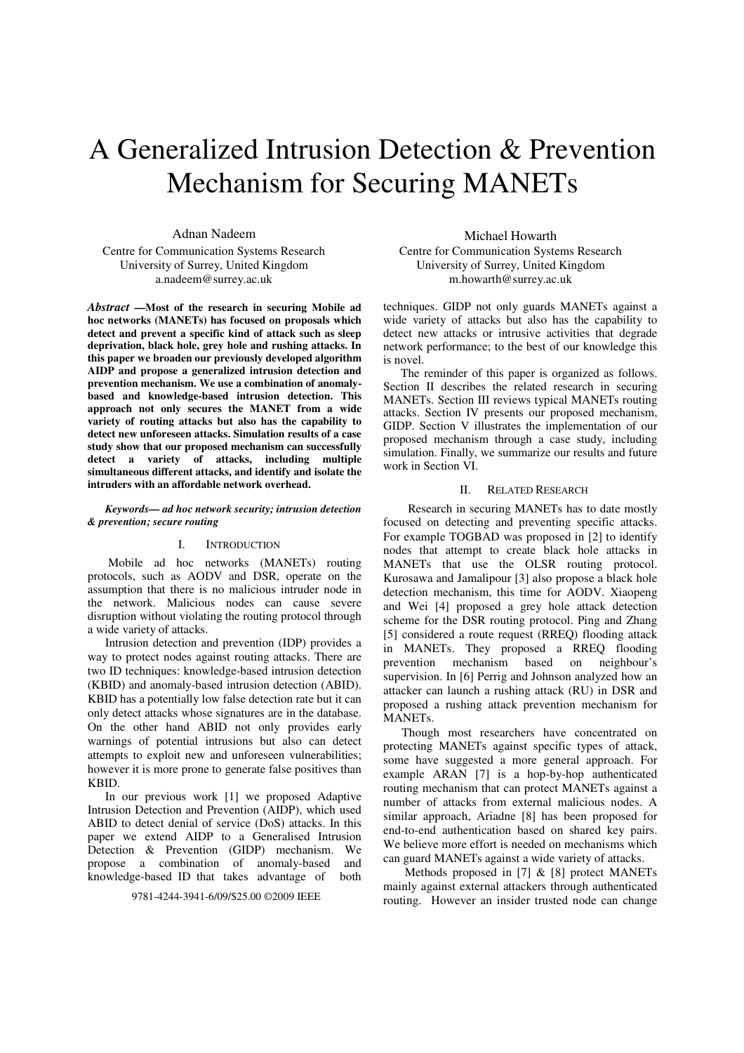# A Generalized Intrusion Detection & Prevention Mechanism for Securing MANETs

Adnan Nadeem
Centre for Communication Systems Research
University of Surrey, United Kingdom
a.nadeem@surrey.ac.uk

Michael Howarth
Centre for Communication Systems Research
University of Surrey, United Kingdom
m.howarth@surrey.ac.uk

***Abstract* —Most of the research in securing Mobile ad hoc networks (MANETs) has focused on proposals which detect and prevent a specific kind of attack such as sleep deprivation, black hole, grey hole and rushing attacks. In this paper we broaden our previously developed algorithm AIDP and propose a generalized intrusion detection and prevention mechanism. We use a combination of anomaly-based and knowledge-based intrusion detection. This approach not only secures the MANET from a wide variety of routing attacks but also has the capability to detect new unforeseen attacks. Simulation results of a case study show that our proposed mechanism can successfully detect a variety of attacks, including multiple simultaneous different attacks, and identify and isolate the intruders with an affordable network overhead.**

***Keywords— ad hoc network security; intrusion detection & prevention; secure routing***

## I. Introduction

Mobile ad hoc networks (MANETs) routing protocols, such as AODV and DSR, operate on the assumption that there is no malicious intruder node in the network. Malicious nodes can cause severe disruption without violating the routing protocol through a wide variety of attacks.

Intrusion detection and prevention (IDP) provides a way to protect nodes against routing attacks. There are two ID techniques: knowledge-based intrusion detection (KBID) and anomaly-based intrusion detection (ABID). KBID has a potentially low false detection rate but it can only detect attacks whose signatures are in the database. On the other hand ABID not only provides early warnings of potential intrusions but also can detect attempts to exploit new and unforeseen vulnerabilities; however it is more prone to generate false positives than KBID.

In our previous work [1] we proposed Adaptive Intrusion Detection and Prevention (AIDP), which used ABID to detect denial of service (DoS) attacks. In this paper we extend AIDP to a Generalised Intrusion Detection & Prevention (GIDP) mechanism. We propose a combination of anomaly-based and knowledge-based ID that takes advantage of both techniques. GIDP not only guards MANETs against a wide variety of attacks but also has the capability to detect new attacks or intrusive activities that degrade network performance; to the best of our knowledge this is novel.

The reminder of this paper is organized as follows. Section II describes the related research in securing MANETs. Section III reviews typical MANETs routing attacks. Section IV presents our proposed mechanism, GIDP. Section V illustrates the implementation of our proposed mechanism through a case study, including simulation. Finally, we summarize our results and future work in Section VI.

9781-4244-3941-6/09/$25.00 ©2009 IEEE

## II. Related Research

Research in securing MANETs has to date mostly focused on detecting and preventing specific attacks. For example TOGBAD was proposed in [2] to identify nodes that attempt to create black hole attacks in MANETs that use the OLSR routing protocol. Kurosawa and Jamalipour [3] also propose a black hole detection mechanism, this time for AODV. Xiaopeng and Wei [4] proposed a grey hole attack detection scheme for the DSR routing protocol. Ping and Zhang [5] considered a route request (RREQ) flooding attack in MANETs. They proposed a RREQ flooding prevention mechanism based on neighbour's supervision. In [6] Perrig and Johnson analyzed how an attacker can launch a rushing attack (RU) in DSR and proposed a rushing attack prevention mechanism for MANETs.

Though most researchers have concentrated on protecting MANETs against specific types of attack, some have suggested a more general approach. For example ARAN [7] is a hop-by-hop authenticated routing mechanism that can protect MANETs against a number of attacks from external malicious nodes. A similar approach, Ariadne [8] has been proposed for end-to-end authentication based on shared key pairs. We believe more effort is needed on mechanisms which can guard MANETs against a wide variety of attacks.

Methods proposed in [7] & [8] protect MANETs mainly against external attackers through authenticated routing. However an insider trusted node can change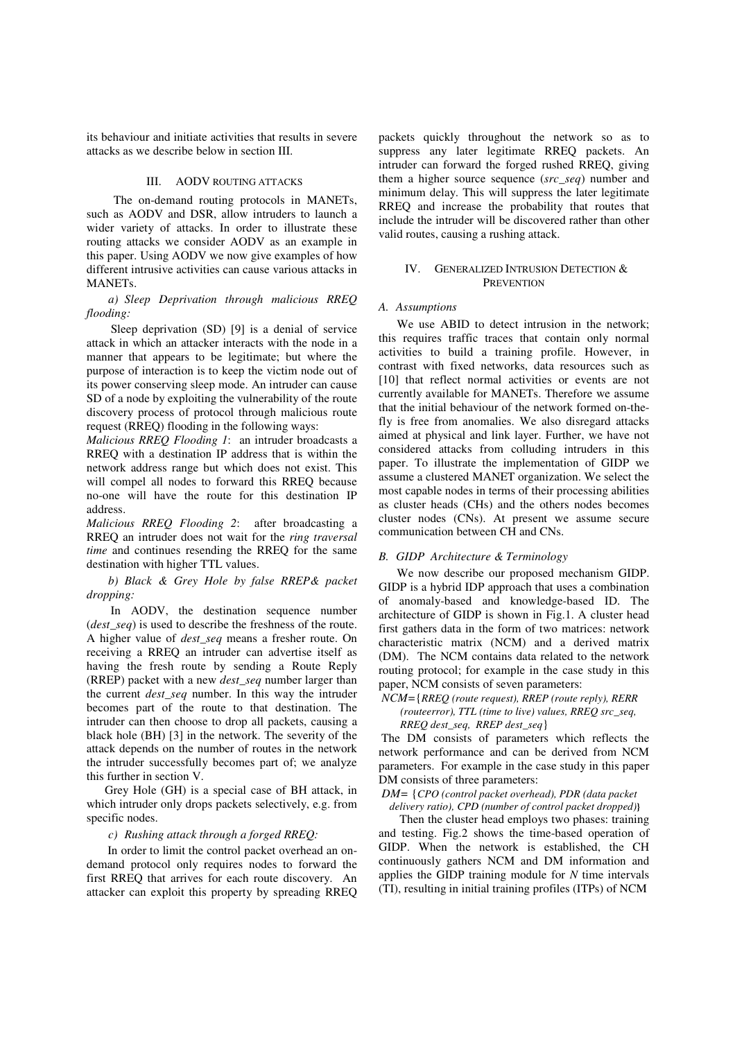its behaviour and initiate activities that results in severe attacks as we describe below in section III.

## III. AODV ROUTING ATTACKS

The on-demand routing protocols in MANETs, such as AODV and DSR, allow intruders to launch a wider variety of attacks. In order to illustrate these routing attacks we consider AODV as an example in this paper. Using AODV we now give examples of how different intrusive activities can cause various attacks in MANETs.

*a) Sleep Deprivation through malicious RREQ flooding:*

Sleep deprivation (SD) [9] is a denial of service attack in which an attacker interacts with the node in a manner that appears to be legitimate; but where the purpose of interaction is to keep the victim node out of its power conserving sleep mode. An intruder can cause SD of a node by exploiting the vulnerability of the route discovery process of protocol through malicious route request (RREQ) flooding in the following ways:

*Malicious RREQ Flooding 1*: an intruder broadcasts a RREQ with a destination IP address that is within the network address range but which does not exist. This will compel all nodes to forward this RREQ because no-one will have the route for this destination IP address.

*Malicious RREQ Flooding 2*: after broadcasting a RREQ an intruder does not wait for the *ring traversal time* and continues resending the RREQ for the same destination with higher TTL values.

*b) Black & Grey Hole by false RREP& packet dropping:*

In AODV, the destination sequence number (*dest_seq*) is used to describe the freshness of the route. A higher value of *dest_seq* means a fresher route. On receiving a RREQ an intruder can advertise itself as having the fresh route by sending a Route Reply (RREP) packet with a new *dest_seq* number larger than the current *dest_seq* number. In this way the intruder becomes part of the route to that destination. The intruder can then choose to drop all packets, causing a black hole (BH) [3] in the network. The severity of the attack depends on the number of routes in the network the intruder successfully becomes part of; we analyze this further in section V.

Grey Hole (GH) is a special case of BH attack, in which intruder only drops packets selectively, e.g. from specific nodes.

*c) Rushing attack through a forged RREQ:*

In order to limit the control packet overhead an on-demand protocol only requires nodes to forward the first RREQ that arrives for each route discovery. An attacker can exploit this property by spreading RREQ packets quickly throughout the network so as to suppress any later legitimate RREQ packets. An intruder can forward the forged rushed RREQ, giving them a higher source sequence (*src_seq*) number and minimum delay. This will suppress the later legitimate RREQ and increase the probability that routes that include the intruder will be discovered rather than other valid routes, causing a rushing attack.

## IV. GENERALIZED INTRUSION DETECTION & PREVENTION

### A. Assumptions

We use ABID to detect intrusion in the network; this requires traffic traces that contain only normal activities to build a training profile. However, in contrast with fixed networks, data resources such as [10] that reflect normal activities or events are not currently available for MANETs. Therefore we assume that the initial behaviour of the network formed on-the-fly is free from anomalies. We also disregard attacks aimed at physical and link layer. Further, we have not considered attacks from colluding intruders in this paper. To illustrate the implementation of GIDP we assume a clustered MANET organization. We select the most capable nodes in terms of their processing abilities as cluster heads (CHs) and the others nodes becomes cluster nodes (CNs). At present we assume secure communication between CH and CNs.

### B. GIDP Architecture & Terminology

We now describe our proposed mechanism GIDP. GIDP is a hybrid IDP approach that uses a combination of anomaly-based and knowledge-based ID. The architecture of GIDP is shown in Fig.1. A cluster head first gathers data in the form of two matrices: network characteristic matrix (NCM) and a derived matrix (DM). The NCM contains data related to the network routing protocol; for example in the case study in this paper, NCM consists of seven parameters:

*NCM=*{*RREQ (route request), RREP (route reply), RERR (routeerror), TTL (time to live) values, RREQ src_seq, RREQ dest_seq, RREP dest_seq*}

The DM consists of parameters which reflects the network performance and can be derived from NCM parameters. For example in the case study in this paper DM consists of three parameters:

*DM=* {*CPO (control packet overhead), PDR (data packet delivery ratio), CPD (number of control packet dropped)*}

Then the cluster head employs two phases: training and testing. Fig.2 shows the time-based operation of GIDP. When the network is established, the CH continuously gathers NCM and DM information and applies the GIDP training module for *N* time intervals (TI), resulting in initial training profiles (ITPs) of NCM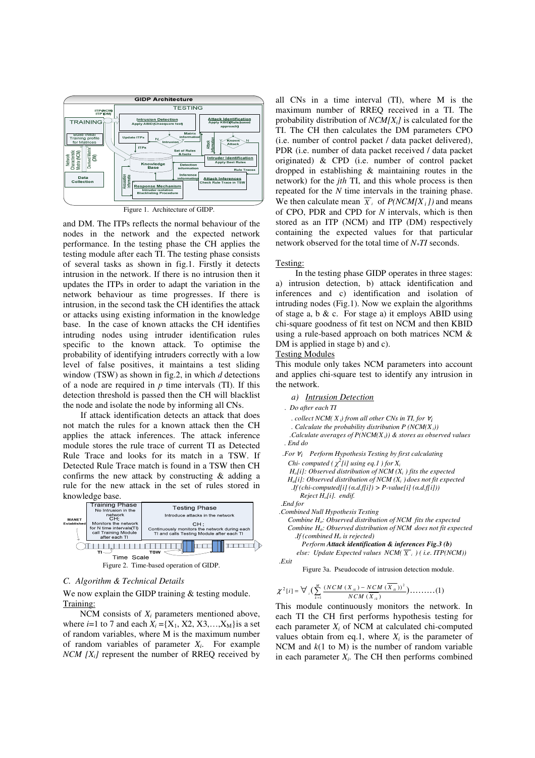Figure 1. Architecture of GIDP.

and DM. The ITPs reflects the normal behaviour of the nodes in the network and the expected network performance. In the testing phase the CH applies the testing module after each TI. The testing phase consists of several tasks as shown in fig.1. Firstly it detects intrusion in the network. If there is no intrusion then it updates the ITPs in order to adapt the variation in the network behaviour as time progresses. If there is intrusion, in the second task the CH identifies the attack or attacks using existing information in the knowledge base. In the case of known attacks the CH identifies intruding nodes using intruder identification rules specific to the known attack. To optimise the probability of identifying intruders correctly with a low level of false positives, it maintains a test sliding window (TSW) as shown in fig.2, in which *d* detections of a node are required in *p* time intervals (TI). If this detection threshold is passed then the CH will blacklist the node and isolate the node by informing all CNs.

If attack identification detects an attack that does not match the rules for a known attack then the CH applies the attack inferences. The attack inference module stores the rule trace of current TI as Detected Rule Trace and looks for its match in a TSW. If Detected Rule Trace match is found in a TSW then CH confirms the new attack by constructing & adding a rule for the new attack in the set of rules stored in knowledge base.

Figure 2. Time-based operation of GIDP.

### C. Algorithm & Technical Details

We now explain the GIDP training & testing module.

Training:

NCM consists of $X_i$ parameters mentioned above, where $i$=1 to 7 and each $X_i = \{X_1, X2, X3, \ldots, X_M\}$ is a set of random variables, where M is the maximum number of random variables of parameter $X_i$. For example *NCM* $[X_i]$ represent the number of RREQ received by all CNs in a time interval (TI), where M is the maximum number of RREQ received in a TI. The probability distribution of *NCM*$[X_i]$ is calculated for the TI. The CH then calculates the DM parameters CPO (i.e. number of control packet / data packet delivered), PDR (i.e. number of data packet received / data packet originated) & CPD (i.e. number of control packet dropped in establishing & maintaining routes in the network) for the *jth* TI, and this whole process is then repeated for the *N* time intervals in the training phase. We then calculate mean $\overline{X}_i$ of $P(NCM[X_i])$ and means of CPO, PDR and CPD for *N* intervals, which is then stored as an ITP (NCM) and ITP (DM) respectively containing the expected values for that particular network observed for the total time of $N*TI$ seconds.

Testing:

In the testing phase GIDP operates in three stages: a) intrusion detection, b) attack identification and inferences and c) identification and isolation of intruding nodes (Fig.1). Now we explain the algorithms of stage a, b & c. For stage a) it employs ABID using chi-square goodness of fit test on NCM and then KBID using a rule-based approach on both matrices NCM & DM is applied in stage b) and c).

Testing Modules

This module only takes NCM parameters into account and applies chi-square test to identify any intrusion in the network.

*a) Intrusion Detection*

```
. Do after each TI
  . collect NCM( X_i) from all other CNs in TI, for ∀i
  . Calculate the probability distribution P (NCM(X_i))
  .Calculate averages of P(NCM(X_i)) & stores as observed values
. End do
.For ∀i   Perform Hypothesis Testing by first calculating
   Chi- computed ( χ²[i] using eq.1 ) for X_i
   H_o[i]: Observed distribution of NCM (X_i ) fits the expected
   H_a[i]: Observed distribution of NCM (X_i ) does not fit expected
    .If (chi-computed[i] (α.d.f[i]) > P-value[i] (α.d.f[i]))
       Reject H_o[i].  endif.
.End for
.Combined Null Hypothesis Testing
   Combine H_o: Observed distribution of NCM fits the expected
   Combine H_a: Observed distribution of NCM does not fit expected
    .If (combined H_o is rejected)
       Perform Attack identification & inferences Fig.3 (b)
     else: Update Expected values NCM( X̄_i ) ( i.e. ITP(NCM))
.Exit
```

Figure 3a. Pseudocode of intrusion detection module.

$$\chi^2[i] = \forall_i \left( \sum_{k=1}^{M} \frac{(NCM\,(X_{ik}) - NCM\,(\overline{X}_{ik}))^2}{NCM\,(X_{ik})} \right) \ldots\ldots\ldots(1)$$

This module continuously monitors the network. In each TI the CH first performs hypothesis testing for each parameter $X_i$ of NCM at calculated chi-computed values obtain from eq.1, where $X_i$ is the parameter of NCM and $k$(1 to M) is the number of random variable in each parameter $X_i$. The CH then performs combined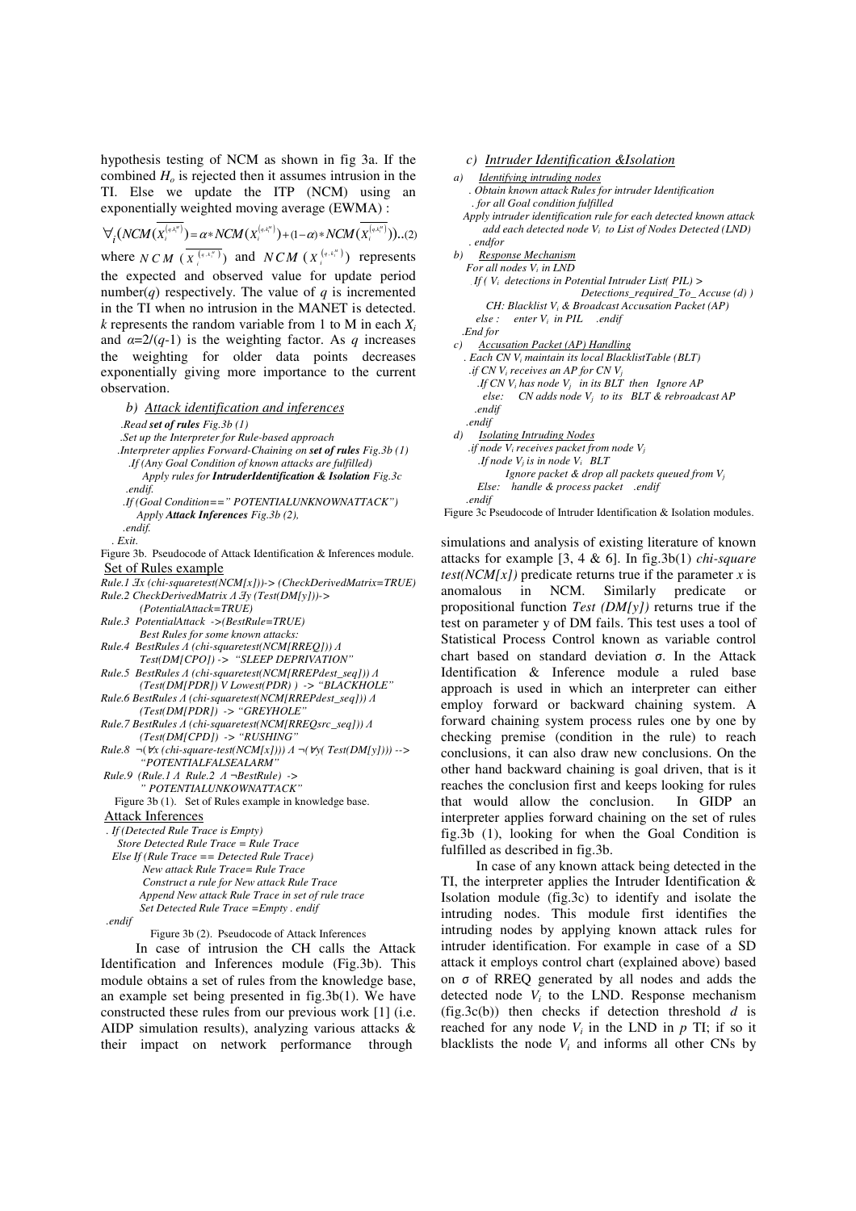hypothesis testing of NCM as shown in fig 3a. If the combined $H_o$ is rejected then it assumes intrusion in the TI. Else we update the ITP (NCM) using an exponentially weighted moving average (EWMA) :

$$\forall_i (NCM(\overline{X_i^{(q,k_i^m)}}) = \alpha * NCM(X_i^{(q,k_i^m)}) + (1-\alpha) * NCM(\overline{X_i^{(q,k_i^m)}}))..(2)$$

where $NCM(\overline{X_i^{(q,k_i^m)}})$ and $NCM(X_i^{(q,k_i^m)})$ represents the expected and observed value for update period number($q$) respectively. The value of $q$ is incremented in the TI when no intrusion in the MANET is detected. $k$ represents the random variable from 1 to M in each $X_i$ and $\alpha$=2/($q$-1) is the weighting factor. As $q$ increases the weighting for older data points decreases exponentially giving more importance to the current observation.

### b) Attack identification and inferences

*.Read **set of rules** Fig.3b (1)*
*.Set up the Interpreter for Rule-based approach*
*.Interpreter applies Forward-Chaining on **set of rules** Fig.3b (1)*
*.If (Any Goal Condition of known attacks are fulfilled)*
*Apply rules for **IntruderIdentification & Isolation** Fig.3c*
*.endif.*
*.If (Goal Condition==" POTENTIALUNKNOWNATTACK")*
*Apply **Attack Inferences** Fig.3b (2),*
*.endif.*
*. Exit.*

Figure 3b. Pseudocode of Attack Identification & Inferences module.

Set of Rules example

*Rule.1 ∃x (chi-squaretest(NCM[x]))-> (CheckDerivedMatrix=TRUE)*
*Rule.2 CheckDerivedMatrix Λ ∃y (Test(DM[y]))-> (PotentialAttack=TRUE)*
*Rule.3 PotentialAttack ->(BestRule=TRUE)*
*Best Rules for some known attacks:*
*Rule.4 BestRules Λ (chi-squaretest(NCM[RREQ])) Λ Test(DM[CPO]) -> "SLEEP DEPRIVATION"*
*Rule.5 BestRules Λ (chi-squaretest(NCM[RREPdest_seq])) Λ (Test(DM[PDR]) V Lowest(PDR) ) -> "BLACKHOLE"*
*Rule.6 BestRules Λ (chi-squaretest(NCM[RREPdest_seq])) Λ (Test(DM[PDR]) -> "GREYHOLE"*
*Rule.7 BestRules Λ (chi-squaretest(NCM[RREQsrc_seq])) Λ (Test(DM[CPD]) -> "RUSHING"*
*Rule.8 ¬(∀x (chi-square-test(NCM[x]))) Λ ¬(∀y( Test(DM[y]))) --> "POTENTIALFALSEALARM"*
*Rule.9 (Rule.1 Λ Rule.2 Λ ¬BestRule) -> " POTENTIALUNKOWNATTACK"*

Figure 3b (1). Set of Rules example in knowledge base.

Attack Inferences

*. If (Detected Rule Trace is Empty)*
*Store Detected Rule Trace = Rule Trace*
*Else If (Rule Trace == Detected Rule Trace)*
*New attack Rule Trace= Rule Trace*
*Construct a rule for New attack Rule Trace*
*Append New attack Rule Trace in set of rule trace*
*Set Detected Rule Trace =Empty . endif*
*.endif*

Figure 3b (2). Pseudocode of Attack Inferences

In case of intrusion the CH calls the Attack Identification and Inferences module (Fig.3b). This module obtains a set of rules from the knowledge base, an example set being presented in fig.3b(1). We have constructed these rules from our previous work [1] (i.e. AIDP simulation results), analyzing various attacks & their impact on network performance through simulations and analysis of existing literature of known attacks for example [3, 4 & 6]. In fig.3b(1) *chi-square test(NCM[x])* predicate returns true if the parameter *x* is anomalous in NCM. Similarly predicate or propositional function *Test (DM[y])* returns true if the test on parameter y of DM fails. This test uses a tool of Statistical Process Control known as variable control chart based on standard deviation σ. In the Attack Identification & Inference module a ruled base approach is used in which an interpreter can either employ forward or backward chaining system. A forward chaining system process rules one by one by checking premise (condition in the rule) to reach conclusions, it can also draw new conclusions. On the other hand backward chaining is goal driven, that is it reaches the conclusion first and keeps looking for rules that would allow the conclusion. In GIDP an interpreter applies forward chaining on the set of rules fig.3b (1), looking for when the Goal Condition is fulfilled as described in fig.3b.

### c) Intruder Identification &Isolation

a) Identifying intruding nodes

*. Obtain known attack Rules for intruder Identification*
*. for all Goal condition fulfilled*
*Apply intruder identification rule for each detected known attack add each detected node $V_i$ to List of Nodes Detected (LND)*
*. endfor*

b) Response Mechanism

*For all nodes $V_i$ in LND*
*. If ( $V_i$ detections in Potential Intruder List( PIL) > Detections_required_To_ Accuse (d) )*
*CH: Blacklist $V_i$ & Broadcast Accusation Packet (AP)*
*else : enter $V_i$ in PIL .endif*
*.End for*

c) Accusation Packet (AP) Handling

*. Each CN $V_i$ maintain its local BlacklistTable (BLT)*
*.if CN $V_i$ receives an AP for CN $V_j$*
*.If CN $V_i$ has node $V_j$ in its BLT then Ignore AP*
*else: CN adds node $V_j$ to its BLT & rebroadcast AP*
*.endif*
*.endif*

d) Isolating Intruding Nodes

*.if node $V_i$ receives packet from node $V_j$*
*.If node $V_j$ is in node $V_i$ BLT*
*Ignore packet & drop all packets queued from $V_j$*
*Else: handle & process packet .endif*
*.endif*

Figure 3c Pseudocode of Intruder Identification & Isolation modules.

In case of any known attack being detected in the TI, the interpreter applies the Intruder Identification & Isolation module (fig.3c) to identify and isolate the intruding nodes. This module first identifies the intruding nodes by applying known attack rules for intruder identification. For example in case of a SD attack it employs control chart (explained above) based on σ of RREQ generated by all nodes and adds the detected node $V_i$ to the LND. Response mechanism (fig.3c(b)) then checks if detection threshold *d* is reached for any node $V_i$ in the LND in *p* TI; if so it blacklists the node $V_i$ and informs all other CNs by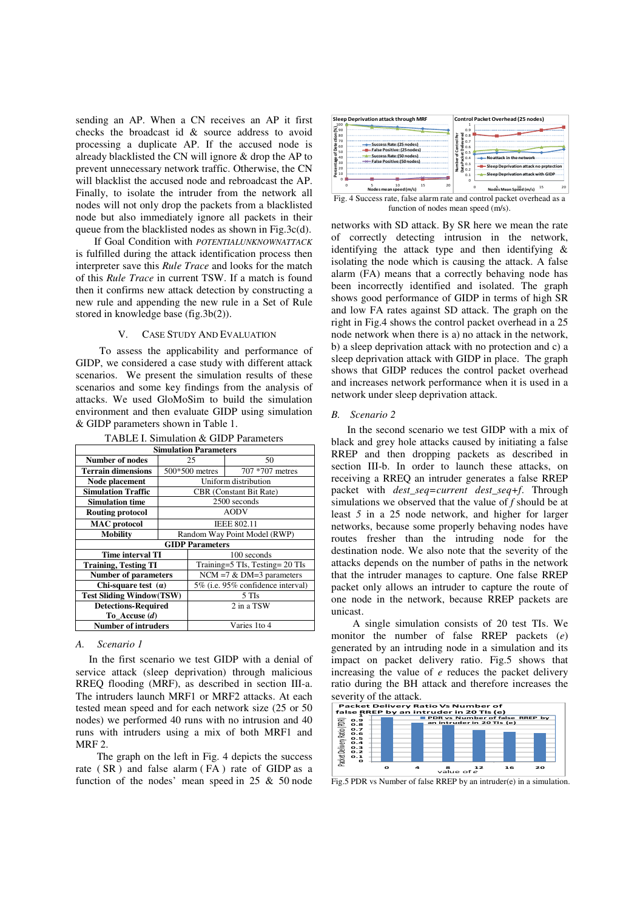sending an AP. When a CN receives an AP it first checks the broadcast id & source address to avoid processing a duplicate AP. If the accused node is already blacklisted the CN will ignore & drop the AP to prevent unnecessary network traffic. Otherwise, the CN will blacklist the accused node and rebroadcast the AP. Finally, to isolate the intruder from the network all nodes will not only drop the packets from a blacklisted node but also immediately ignore all packets in their queue from the blacklisted nodes as shown in Fig.3c(d).

If Goal Condition with *POTENTIALUNKNOWNATTACK* is fulfilled during the attack identification process then interpreter save this *Rule Trace* and looks for the match of this *Rule Trace* in current TSW. If a match is found then it confirms new attack detection by constructing a new rule and appending the new rule in a Set of Rule stored in knowledge base (fig.3b(2)).

## V. Case Study And Evaluation

To assess the applicability and performance of GIDP, we considered a case study with different attack scenarios. We present the simulation results of these scenarios and some key findings from the analysis of attacks. We used GloMoSim to build the simulation environment and then evaluate GIDP using simulation & GIDP parameters shown in Table 1.

TABLE I. Simulation & GIDP Parameters

| **Simulation Parameters** | | |
|---|---|---|
| **Number of nodes** | 25 | 50 |
| **Terrain dimensions** | 500*500 metres | 707 *707 metres |
| **Node placement** | Uniform distribution | |
| **Simulation Traffic** | CBR (Constant Bit Rate) | |
| **Simulation time** | 2500 seconds | |
| **Routing protocol** | AODV | |
| **MAC protocol** | IEEE 802.11 | |
| **Mobility** | Random Way Point Model (RWP) | |
| **GIDP Parameters** | | |
| **Time interval TI** | 100 seconds | |
| **Training, Testing TI** | Training=5 TIs, Testing= 20 TIs | |
| **Number of parameters** | NCM =7 & DM=3 parameters | |
| **Chi-square test ($\alpha$)** | 5% (i.e. 95% confidence interval) | |
| **Test Sliding Window(TSW)** | 5 TIs | |
| **Detections-Required To_Accuse (*d*)** | 2 in a TSW | |
| **Number of intruders** | Varies 1to 4 | |

### A. Scenario 1

In the first scenario we test GIDP with a denial of service attack (sleep deprivation) through malicious RREQ flooding (MRF), as described in section III-a. The intruders launch MRF1 or MRF2 attacks. At each tested mean speed and for each network size (25 or 50 nodes) we performed 40 runs with no intrusion and 40 runs with intruders using a mix of both MRF1 and MRF 2.

The graph on the left in Fig. 4 depicts the success rate ( SR ) and false alarm ( FA ) rate of GIDP as a function of the nodes' mean speed in 25 & 50 node networks with SD attack. By SR here we mean the rate of correctly detecting intrusion in the network, identifying the attack type and then identifying & isolating the node which is causing the attack. A false alarm (FA) means that a correctly behaving node has been incorrectly identified and isolated. The graph shows good performance of GIDP in terms of high SR and low FA rates against SD attack. The graph on the right in Fig.4 shows the control packet overhead in a 25 node network when there is a) no attack in the network, b) a sleep deprivation attack with no protection and c) a sleep deprivation attack with GIDP in place. The graph shows that GIDP reduces the control packet overhead and increases network performance when it is used in a network under sleep deprivation attack.

Fig. 4 Success rate, false alarm rate and control packet overhead as a function of nodes mean speed (m/s).

### B. Scenario 2

In the second scenario we test GIDP with a mix of black and grey hole attacks caused by initiating a false RREP and then dropping packets as described in section III-b. In order to launch these attacks, on receiving a RREQ an intruder generates a false RREP packet with *dest_seq=current dest_seq+f*. Through simulations we observed that the value of *f* should be at least *5* in a 25 node network, and higher for larger networks, because some properly behaving nodes have routes fresher than the intruding node for the destination node. We also note that the severity of the attacks depends on the number of paths in the network that the intruder manages to capture. One false RREP packet only allows an intruder to capture the route of one node in the network, because RREP packets are unicast.

A single simulation consists of 20 test TIs. We monitor the number of false RREP packets (*e*) generated by an intruding node in a simulation and its impact on packet delivery ratio. Fig.5 shows that increasing the value of *e* reduces the packet delivery ratio during the BH attack and therefore increases the severity of the attack.

Fig.5 PDR vs Number of false RREP by an intruder(e) in a simulation.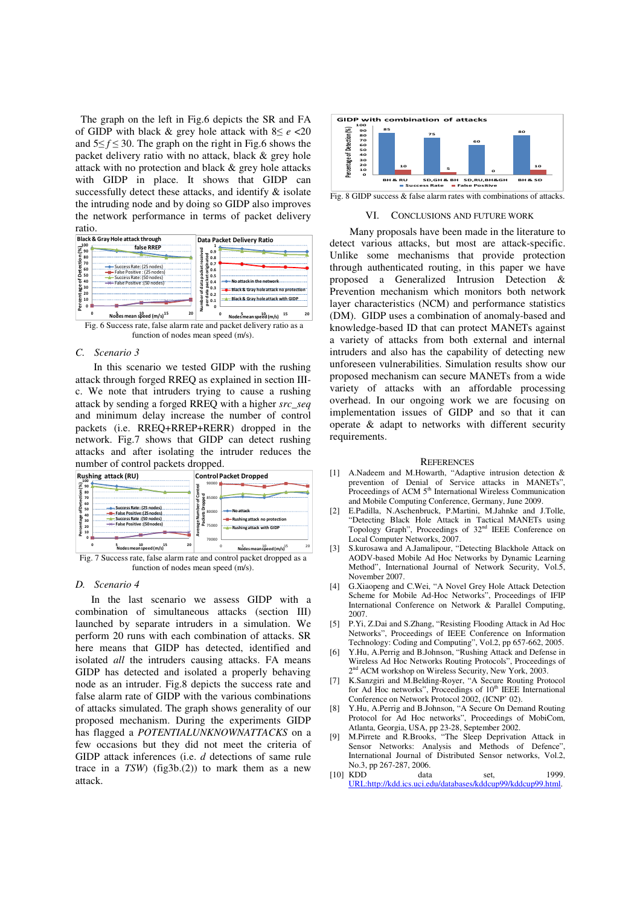The graph on the left in Fig.6 depicts the SR and FA of GIDP with black & grey hole attack with $8 \leq e < 20$ and $5 \leq f \leq 30$. The graph on the right in Fig.6 shows the packet delivery ratio with no attack, black & grey hole attack with no protection and black & grey hole attacks with GIDP in place. It shows that GIDP can successfully detect these attacks, and identify & isolate the intruding node and by doing so GIDP also improves the network performance in terms of packet delivery ratio.

Black & Gray Hole attack through false RREP

Percentage of Detection (%)

100 90 80 70 60 50 40 30 20 10 0

0 5 10 15 20

Nodes mean speed (m/s)

Success Rate: (25 nodes)
False Positive : (25 nodes)
Success Rate: (50 nodes)
False Positive : (50 nodes)

Data Packet Delivery Ratio

Number of data packet received per data packet originated

1 0.9 0.8 0.7 0.6 0.5 0.4 0.3 0.2 0.1 0

0 5 10 15 20

Nodes mean speed (m/s)

No attack in the network
Black & Gray hole attack no protection
Black & Gray hole attack with GIDP

Fig. 6 Success rate, false alarm rate and packet delivery ratio as a function of nodes mean speed (m/s).

### C. Scenario 3

In this scenario we tested GIDP with the rushing attack through forged RREQ as explained in section III-c. We note that intruders trying to cause a rushing attack by sending a forged RREQ with a higher *src_seq* and minimum delay increase the number of control packets (i.e. RREQ+RREP+RERR) dropped in the network. Fig.7 shows that GIDP can detect rushing attacks and after isolating the intruder reduces the number of control packets dropped.

Rushing attack (RU)

Percentage of Detection (%)

100 90 80 70 60 50 40 30 20 10 0

0 5 10 15 20

Nodes mean speed (m/s)

Success Rate: (25 nodes)
False Positive: (25 nodes)
Success Rate: (50 nodes)
False Positive: (50 nodes)

Control Packet Dropped

Average Number of Control Packets Dropped

90000 85000 80000 75000 70000

0 5 10 15 20

Nodes mean speed (m/s)

No attack
Rushing attack no protection
Rushing attack with GIDP

Fig. 7 Success rate, false alarm rate and control packet dropped as a function of nodes mean speed (m/s).

### D. Scenario 4

In the last scenario we assess GIDP with a combination of simultaneous attacks (section III) launched by separate intruders in a simulation. We perform 20 runs with each combination of attacks. SR here means that GIDP has detected, identified and isolated *all* the intruders causing attacks. FA means GIDP has detected and isolated a properly behaving node as an intruder. Fig.8 depicts the success rate and false alarm rate of GIDP with the various combinations of attacks simulated. The graph shows generality of our proposed mechanism. During the experiments GIDP has flagged a *POTENTIALUNKNOWNATTACKS* on a few occasions but they did not meet the criteria of GIDP attack inferences (i.e. *d* detections of same rule trace in a *TSW*) (fig3b.(2)) to mark them as a new attack.

GIDP with combination of attacks

Percentage of Detection (%)

100 90 80 70 60 50 40 30 20 10 0

85 10 75 5 60 0 80 10

BH & RU
SD,GH & BH
SD,RU,BH&GH
BH & SD

Success Rate
False Positive

Fig. 8 GIDP success & false alarm rates with combinations of attacks.

## VI. Conclusions and Future Work

Many proposals have been made in the literature to detect various attacks, but most are attack-specific. Unlike some mechanisms that provide protection through authenticated routing, in this paper we have proposed a Generalized Intrusion Detection & Prevention mechanism which monitors both network layer characteristics (NCM) and performance statistics (DM). GIDP uses a combination of anomaly-based and knowledge-based ID that can protect MANETs against a variety of attacks from both external and internal intruders and also has the capability of detecting new unforeseen vulnerabilities. Simulation results show our proposed mechanism can secure MANETs from a wide variety of attacks with an affordable processing overhead. In our ongoing work we are focusing on implementation issues of GIDP and so that it can operate & adapt to networks with different security requirements.

## References

[1] A.Nadeem and M.Howarth, "Adaptive intrusion detection & prevention of Denial of Service attacks in MANETs", Proceedings of ACM 5th International Wireless Communication and Mobile Computing Conference, Germany, June 2009.

[2] E.Padilla, N.Aschenbruck, P.Martini, M.Jahnke and J.Tolle, "Detecting Black Hole Attack in Tactical MANETs using Topology Graph", Proceedings of 32nd IEEE Conference on Local Computer Networks, 2007.

[3] S.kurosawa and A.Jamalipour, "Detecting Blackhole Attack on AODV-based Mobile Ad Hoc Networks by Dynamic Learning Method", International Journal of Network Security, Vol.5, November 2007.

[4] G.Xiaopeng and C.Wei, "A Novel Grey Hole Attack Detection Scheme for Mobile Ad-Hoc Networks", Proceedings of IFIP International Conference on Network & Parallel Computing, 2007.

[5] P.Yi, Z.Dai and S.Zhang, "Resisting Flooding Attack in Ad Hoc Networks", Proceedings of IEEE Conference on Information Technology: Coding and Computing", Vol.2, pp 657-662, 2005.

[6] Y.Hu, A.Perrig and B.Johnson, "Rushing Attack and Defense in Wireless Ad Hoc Networks Routing Protocols", Proceedings of 2nd ACM workshop on Wireless Security, New York, 2003.

[7] K.Sanzgiri and M.Belding-Royer, "A Secure Routing Protocol for Ad Hoc networks", Proceedings of 10th IEEE International Conference on Network Protocol 2002, (ICNP' 02).

[8] Y.Hu, A.Perrig and B.Johnson, "A Secure On Demand Routing Protocol for Ad Hoc networks", Proceedings of MobiCom, Atlanta, Georgia, USA, pp 23-28, September 2002.

[9] M.Pirrete and R.Brooks, "The Sleep Deprivation Attack in Sensor Networks: Analysis and Methods of Defence", International Journal of Distributed Sensor networks, Vol.2, No.3, pp 267-287, 2006.

[10] KDD data set, 1999. URL:http://kdd.ics.uci.edu/databases/kddcup99/kddcup99.html.